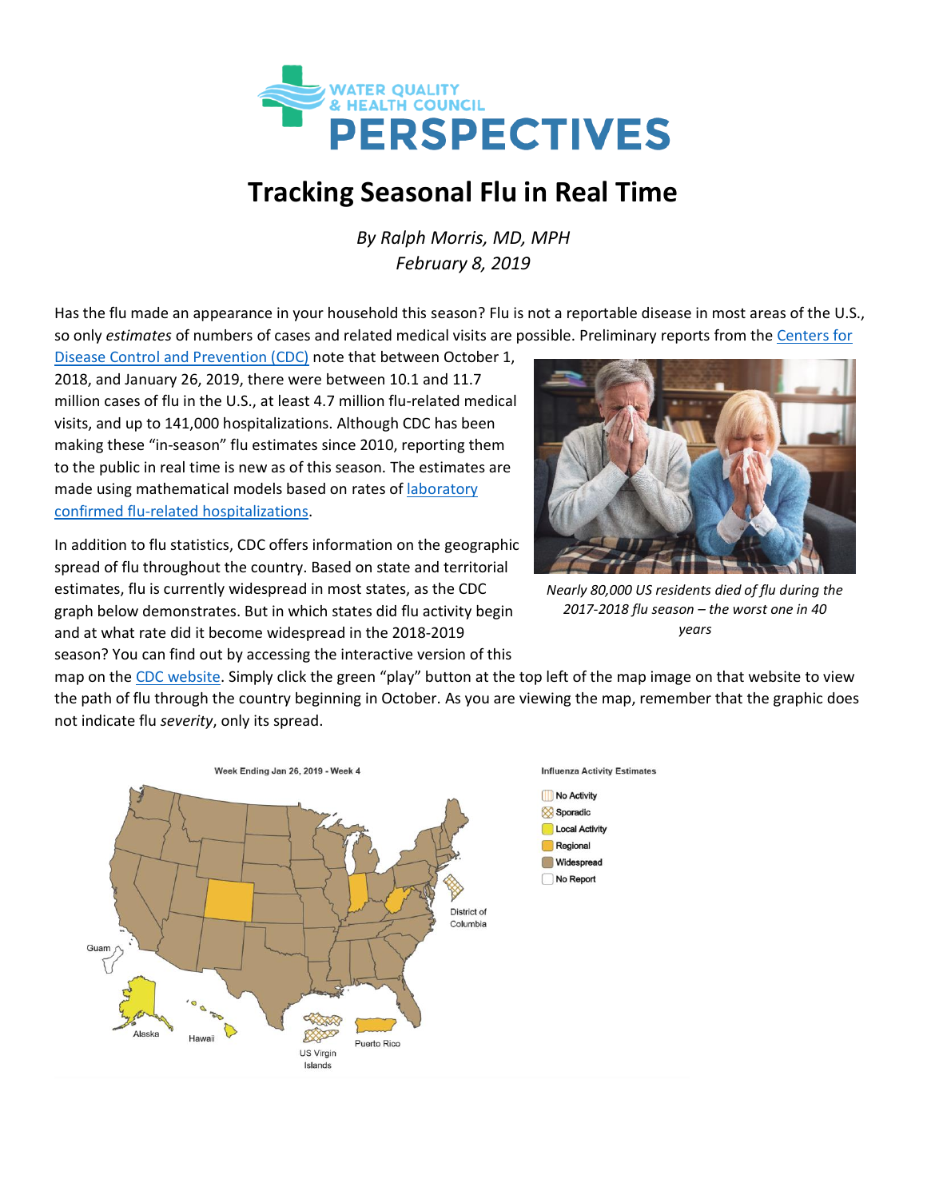WATER QUALITY & HEALTH COUNCIL
**PERSPECTIVES**

# Tracking Seasonal Flu in Real Time

*By Ralph Morris, MD, MPH*
*February 8, 2019*

Has the flu made an appearance in your household this season? Flu is not a reportable disease in most areas of the U.S., so only *estimates* of numbers of cases and related medical visits are possible. Preliminary reports from the Centers for Disease Control and Prevention (CDC) note that between October 1, 2018, and January 26, 2019, there were between 10.1 and 11.7 million cases of flu in the U.S., at least 4.7 million flu-related medical visits, and up to 141,000 hospitalizations. Although CDC has been making these "in-season" flu estimates since 2010, reporting them to the public in real time is new as of this season. The estimates are made using mathematical models based on rates of laboratory confirmed flu-related hospitalizations.

*Nearly 80,000 US residents died of flu during the 2017-2018 flu season – the worst one in 40 years*

In addition to flu statistics, CDC offers information on the geographic spread of flu throughout the country. Based on state and territorial estimates, flu is currently widespread in most states, as the CDC graph below demonstrates. But in which states did flu activity begin and at what rate did it become widespread in the 2018-2019 season? You can find out by accessing the interactive version of this map on the CDC website. Simply click the green "play" button at the top left of the map image on that website to view the path of flu through the country beginning in October. As you are viewing the map, remember that the graphic does not indicate flu *severity*, only its spread.

Week Ending Jan 26, 2019 - Week 4

Influenza Activity Estimates
- No Activity
- Sporadic
- Local Activity
- Regional
- Widespread
- No Report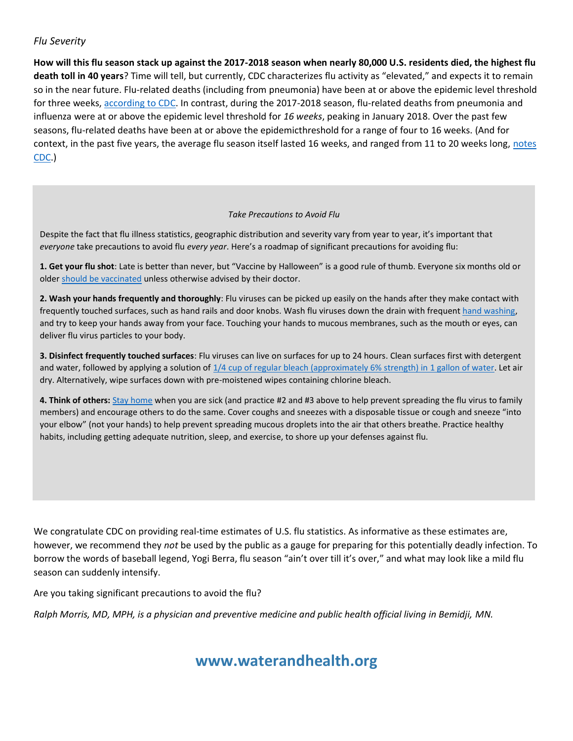*Flu Severity*

**How will this flu season stack up against the 2017-2018 season when nearly 80,000 U.S. residents died, the highest flu death toll in 40 years**? Time will tell, but currently, CDC characterizes flu activity as "elevated," and expects it to remain so in the near future. Flu-related deaths (including from pneumonia) have been at or above the epidemic level threshold for three weeks, according to CDC. In contrast, during the 2017-2018 season, flu-related deaths from pneumonia and influenza were at or above the epidemic level threshold for *16 weeks*, peaking in January 2018. Over the past few seasons, flu-related deaths have been at or above the epidemicthreshold for a range of four to 16 weeks. (And for context, in the past five years, the average flu season itself lasted 16 weeks, and ranged from 11 to 20 weeks long, notes CDC.)

*Take Precautions to Avoid Flu*

Despite the fact that flu illness statistics, geographic distribution and severity vary from year to year, it's important that *everyone* take precautions to avoid flu *every year*. Here's a roadmap of significant precautions for avoiding flu:

**1. Get your flu shot**: Late is better than never, but "Vaccine by Halloween" is a good rule of thumb. Everyone six months old or older should be vaccinated unless otherwise advised by their doctor.

**2. Wash your hands frequently and thoroughly**: Flu viruses can be picked up easily on the hands after they make contact with frequently touched surfaces, such as hand rails and door knobs. Wash flu viruses down the drain with frequent hand washing, and try to keep your hands away from your face. Touching your hands to mucous membranes, such as the mouth or eyes, can deliver flu virus particles to your body.

**3. Disinfect frequently touched surfaces**: Flu viruses can live on surfaces for up to 24 hours. Clean surfaces first with detergent and water, followed by applying a solution of 1/4 cup of regular bleach (approximately 6% strength) in 1 gallon of water. Let air dry. Alternatively, wipe surfaces down with pre-moistened wipes containing chlorine bleach.

**4. Think of others:** Stay home when you are sick (and practice #2 and #3 above to help prevent spreading the flu virus to family members) and encourage others to do the same. Cover coughs and sneezes with a disposable tissue or cough and sneeze "into your elbow" (not your hands) to help prevent spreading mucous droplets into the air that others breathe. Practice healthy habits, including getting adequate nutrition, sleep, and exercise, to shore up your defenses against flu.

We congratulate CDC on providing real-time estimates of U.S. flu statistics. As informative as these estimates are, however, we recommend they *not* be used by the public as a gauge for preparing for this potentially deadly infection. To borrow the words of baseball legend, Yogi Berra, flu season "ain't over till it's over," and what may look like a mild flu season can suddenly intensify.

Are you taking significant precautions to avoid the flu?

*Ralph Morris, MD, MPH, is a physician and preventive medicine and public health official living in Bemidji, MN.*

**www.waterandhealth.org**